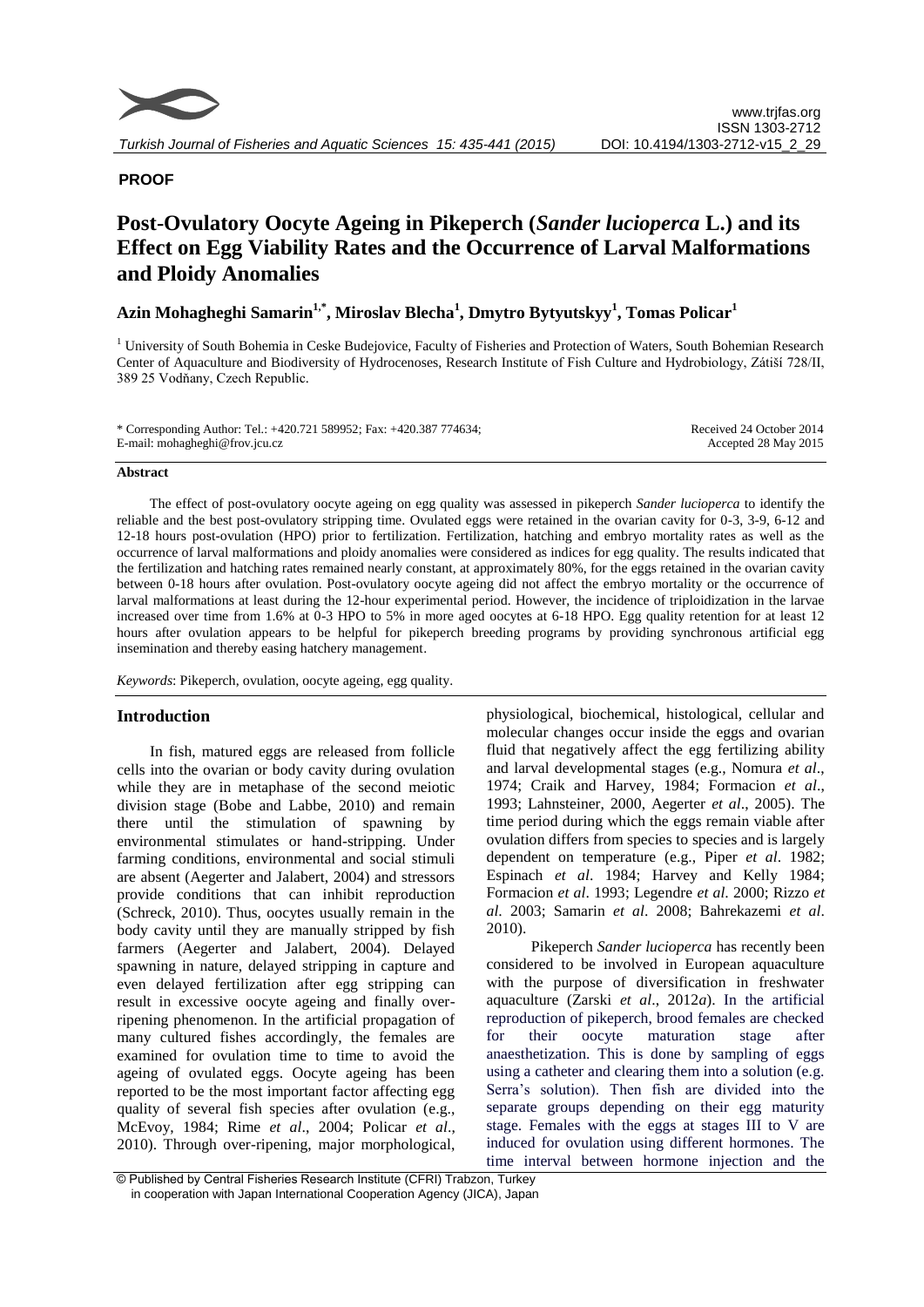**PROOF**

# Post-Ovulatory Oocyte Ageing in Pikeperch (*Sander lucioperca* L.) and its Effect on Egg Viability Rates and the Occurrence of Larval Malformations and Ploidy Anomalies

**Azin Mohagheghi Samarin[1,*], Miroslav Blecha[1], Dmytro Bytyutskyy[1], Tomas Policar[1]**

[1] University of South Bohemia in Ceske Budejovice, Faculty of Fisheries and Protection of Waters, South Bohemian Research Center of Aquaculture and Biodiversity of Hydrocenoses, Research Institute of Fish Culture and Hydrobiology, Zátiší 728/II, 389 25 Vodňany, Czech Republic.

\* Corresponding Author: Tel.: +420.721 589952; Fax: +420.387 774634; E-mail: mohagheghi@frov.jcu.cz

Received 24 October 2014
Accepted 28 May 2015

## Abstract

The effect of post-ovulatory oocyte ageing on egg quality was assessed in pikeperch *Sander lucioperca* to identify the reliable and the best post-ovulatory stripping time. Ovulated eggs were retained in the ovarian cavity for 0-3, 3-9, 6-12 and 12-18 hours post-ovulation (HPO) prior to fertilization. Fertilization, hatching and embryo mortality rates as well as the occurrence of larval malformations and ploidy anomalies were considered as indices for egg quality. The results indicated that the fertilization and hatching rates remained nearly constant, at approximately 80%, for the eggs retained in the ovarian cavity between 0-18 hours after ovulation. Post-ovulatory oocyte ageing did not affect the embryo mortality or the occurrence of larval malformations at least during the 12-hour experimental period. However, the incidence of triploidization in the larvae increased over time from 1.6% at 0-3 HPO to 5% in more aged oocytes at 6-18 HPO. Egg quality retention for at least 12 hours after ovulation appears to be helpful for pikeperch breeding programs by providing synchronous artificial egg insemination and thereby easing hatchery management.

*Keywords*: Pikeperch, ovulation, oocyte ageing, egg quality.

## Introduction

In fish, matured eggs are released from follicle cells into the ovarian or body cavity during ovulation while they are in metaphase of the second meiotic division stage (Bobe and Labbe, 2010) and remain there until the stimulation of spawning by environmental stimulates or hand-stripping. Under farming conditions, environmental and social stimuli are absent (Aegerter and Jalabert, 2004) and stressors provide conditions that can inhibit reproduction (Schreck, 2010). Thus, oocytes usually remain in the body cavity until they are manually stripped by fish farmers (Aegerter and Jalabert, 2004). Delayed spawning in nature, delayed stripping in capture and even delayed fertilization after egg stripping can result in excessive oocyte ageing and finally over-ripening phenomenon. In the artificial propagation of many cultured fishes accordingly, the females are examined for ovulation time to time to avoid the ageing of ovulated eggs. Oocyte ageing has been reported to be the most important factor affecting egg quality of several fish species after ovulation (e.g., McEvoy, 1984; Rime *et al*., 2004; Policar *et al*., 2010). Through over-ripening, major morphological, physiological, biochemical, histological, cellular and molecular changes occur inside the eggs and ovarian fluid that negatively affect the egg fertilizing ability and larval developmental stages (e.g., Nomura *et al*., 1974; Craik and Harvey, 1984; Formacion *et al*., 1993; Lahnsteiner, 2000, Aegerter *et al*., 2005). The time period during which the eggs remain viable after ovulation differs from species to species and is largely dependent on temperature (e.g., Piper *et al*. 1982; Espinach *et al*. 1984; Harvey and Kelly 1984; Formacion *et al*. 1993; Legendre *et al*. 2000; Rizzo *et al*. 2003; Samarin *et al*. 2008; Bahrekazemi *et al*. 2010).

Pikeperch *Sander lucioperca* has recently been considered to be involved in European aquaculture with the purpose of diversification in freshwater aquaculture (Zarski *et al*., 2012*a*). In the artificial reproduction of pikeperch, brood females are checked for their oocyte maturation stage after anaesthetization. This is done by sampling of eggs using a catheter and clearing them into a solution (e.g. Serra's solution). Then fish are divided into the separate groups depending on their egg maturity stage. Females with the eggs at stages III to V are induced for ovulation using different hormones. The time interval between hormone injection and the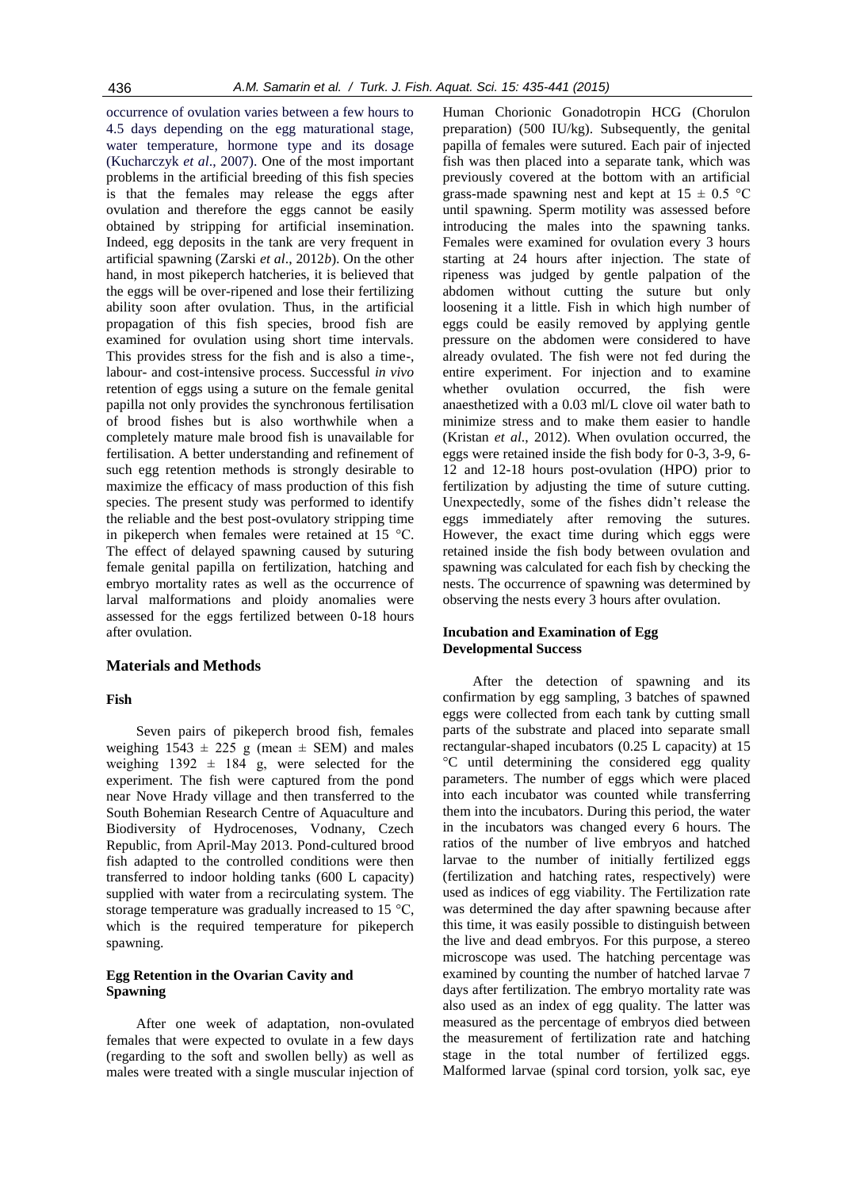occurrence of ovulation varies between a few hours to 4.5 days depending on the egg maturational stage, water temperature, hormone type and its dosage (Kucharczyk *et al*., 2007). One of the most important problems in the artificial breeding of this fish species is that the females may release the eggs after ovulation and therefore the eggs cannot be easily obtained by stripping for artificial insemination. Indeed, egg deposits in the tank are very frequent in artificial spawning (Zarski *et al*., 2012*b*). On the other hand, in most pikeperch hatcheries, it is believed that the eggs will be over-ripened and lose their fertilizing ability soon after ovulation. Thus, in the artificial propagation of this fish species, brood fish are examined for ovulation using short time intervals. This provides stress for the fish and is also a time-, labour- and cost-intensive process. Successful *in vivo* retention of eggs using a suture on the female genital papilla not only provides the synchronous fertilisation of brood fishes but is also worthwhile when a completely mature male brood fish is unavailable for fertilisation. A better understanding and refinement of such egg retention methods is strongly desirable to maximize the efficacy of mass production of this fish species. The present study was performed to identify the reliable and the best post-ovulatory stripping time in pikeperch when females were retained at 15 °C. The effect of delayed spawning caused by suturing female genital papilla on fertilization, hatching and embryo mortality rates as well as the occurrence of larval malformations and ploidy anomalies were assessed for the eggs fertilized between 0-18 hours after ovulation.

## Materials and Methods

### Fish

Seven pairs of pikeperch brood fish, females weighing 1543 ± 225 g (mean ± SEM) and males weighing 1392 ± 184 g, were selected for the experiment. The fish were captured from the pond near Nove Hrady village and then transferred to the South Bohemian Research Centre of Aquaculture and Biodiversity of Hydrocenoses, Vodnany, Czech Republic, from April-May 2013. Pond-cultured brood fish adapted to the controlled conditions were then transferred to indoor holding tanks (600 L capacity) supplied with water from a recirculating system. The storage temperature was gradually increased to 15 °C, which is the required temperature for pikeperch spawning.

### Egg Retention in the Ovarian Cavity and Spawning

After one week of adaptation, non-ovulated females that were expected to ovulate in a few days (regarding to the soft and swollen belly) as well as males were treated with a single muscular injection of Human Chorionic Gonadotropin HCG (Chorulon preparation) (500 IU/kg). Subsequently, the genital papilla of females were sutured. Each pair of injected fish was then placed into a separate tank, which was previously covered at the bottom with an artificial grass-made spawning nest and kept at 15 ± 0.5 °C until spawning. Sperm motility was assessed before introducing the males into the spawning tanks. Females were examined for ovulation every 3 hours starting at 24 hours after injection. The state of ripeness was judged by gentle palpation of the abdomen without cutting the suture but only loosening it a little. Fish in which high number of eggs could be easily removed by applying gentle pressure on the abdomen were considered to have already ovulated. The fish were not fed during the entire experiment. For injection and to examine whether ovulation occurred, the fish were anaesthetized with a 0.03 ml/L clove oil water bath to minimize stress and to make them easier to handle (Kristan *et al*., 2012). When ovulation occurred, the eggs were retained inside the fish body for 0-3, 3-9, 6-12 and 12-18 hours post-ovulation (HPO) prior to fertilization by adjusting the time of suture cutting. Unexpectedly, some of the fishes didn't release the eggs immediately after removing the sutures. However, the exact time during which eggs were retained inside the fish body between ovulation and spawning was calculated for each fish by checking the nests. The occurrence of spawning was determined by observing the nests every 3 hours after ovulation.

### Incubation and Examination of Egg Developmental Success

After the detection of spawning and its confirmation by egg sampling, 3 batches of spawned eggs were collected from each tank by cutting small parts of the substrate and placed into separate small rectangular-shaped incubators (0.25 L capacity) at 15 °C until determining the considered egg quality parameters. The number of eggs which were placed into each incubator was counted while transferring them into the incubators. During this period, the water in the incubators was changed every 6 hours. The ratios of the number of live embryos and hatched larvae to the number of initially fertilized eggs (fertilization and hatching rates, respectively) were used as indices of egg viability. The Fertilization rate was determined the day after spawning because after this time, it was easily possible to distinguish between the live and dead embryos. For this purpose, a stereo microscope was used. The hatching percentage was examined by counting the number of hatched larvae 7 days after fertilization. The embryo mortality rate was also used as an index of egg quality. The latter was measured as the percentage of embryos died between the measurement of fertilization rate and hatching stage in the total number of fertilized eggs. Malformed larvae (spinal cord torsion, yolk sac, eye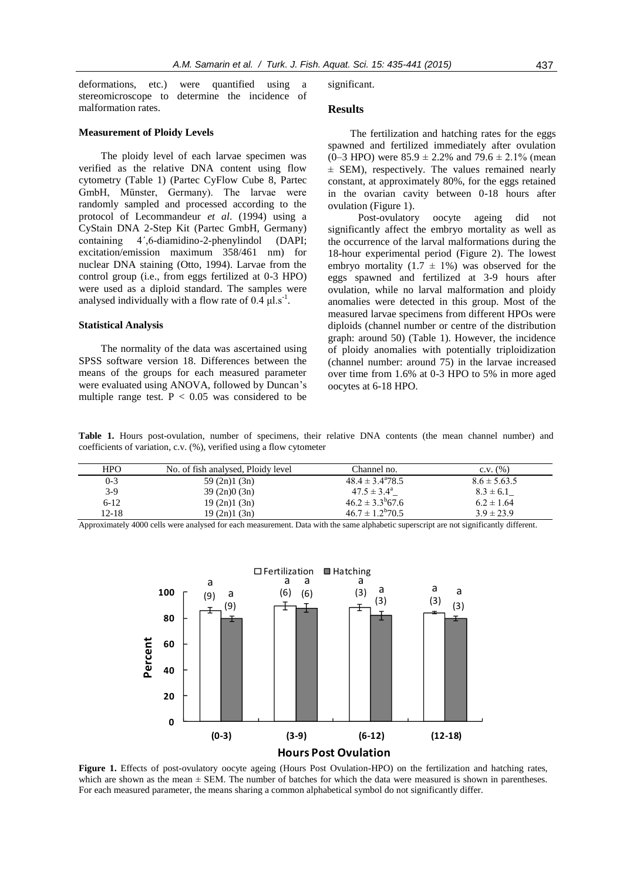deformations, etc.) were quantified using a stereomicroscope to determine the incidence of malformation rates.

### Measurement of Ploidy Levels

The ploidy level of each larvae specimen was verified as the relative DNA content using flow cytometry (Table 1) (Partec CyFlow Cube 8, Partec GmbH, Münster, Germany). The larvae were randomly sampled and processed according to the protocol of Lecommandeur *et al*. (1994) using a CyStain DNA 2-Step Kit (Partec GmbH, Germany) containing 4´,6-diamidino-2-phenylindol (DAPI; excitation/emission maximum 358/461 nm) for nuclear DNA staining (Otto, 1994). Larvae from the control group (i.e., from eggs fertilized at 0-3 HPO) were used as a diploid standard. The samples were analysed individually with a flow rate of 0.4 $\mu l.s^{-1}$.

### Statistical Analysis

The normality of the data was ascertained using SPSS software version 18. Differences between the means of the groups for each measured parameter were evaluated using ANOVA, followed by Duncan's multiple range test. $P < 0.05$ was considered to be significant.

## Results

The fertilization and hatching rates for the eggs spawned and fertilized immediately after ovulation (0–3 HPO) were 85.9 ± 2.2% and 79.6 ± 2.1% (mean ± SEM), respectively. The values remained nearly constant, at approximately 80%, for the eggs retained in the ovarian cavity between 0-18 hours after ovulation (Figure 1).

Post-ovulatory oocyte ageing did not significantly affect the embryo mortality as well as the occurrence of the larval malformations during the 18-hour experimental period (Figure 2). The lowest embryo mortality (1.7 ± 1%) was observed for the eggs spawned and fertilized at 3-9 hours after ovulation, while no larval malformation and ploidy anomalies were detected in this group. Most of the measured larvae specimens from different HPOs were diploids (channel number or centre of the distribution graph: around 50) (Table 1). However, the incidence of ploidy anomalies with potentially triploidization (channel number: around 75) in the larvae increased over time from 1.6% at 0-3 HPO to 5% in more aged oocytes at 6-18 HPO.

**Table 1.** Hours post-ovulation, number of specimens, their relative DNA contents (the mean channel number) and coefficients of variation, c.v. (%), verified using a flow cytometer

| HPO | No. of fish analysed, Ploidy level | Channel no. | c.v. (%) |
|---|---|---|---|
| 0-3 | 59 (2n)1 (3n) | $48.4 \pm 3.4^{a}$78.5 | 8.6 ± 5.63.5 |
| 3-9 | 39 (2n)0 (3n) | $47.5 \pm 3.4^{a}$_ | 8.3 ± 6.1_ |
| 6-12 | 19 (2n)1 (3n) | $46.2 \pm 3.3^{b}$67.6 | 6.2 ± 1.64 |
| 12-18 | 19 (2n)1 (3n) | $46.7 \pm 1.2^{b}$70.5 | 3.9 ± 23.9 |

Approximately 4000 cells were analysed for each measurement. Data with the same alphabetic superscript are not significantly different.

**Figure 1.** Effects of post-ovulatory oocyte ageing (Hours Post Ovulation-HPO) on the fertilization and hatching rates, which are shown as the mean ± SEM. The number of batches for which the data were measured is shown in parentheses. For each measured parameter, the means sharing a common alphabetical symbol do not significantly differ.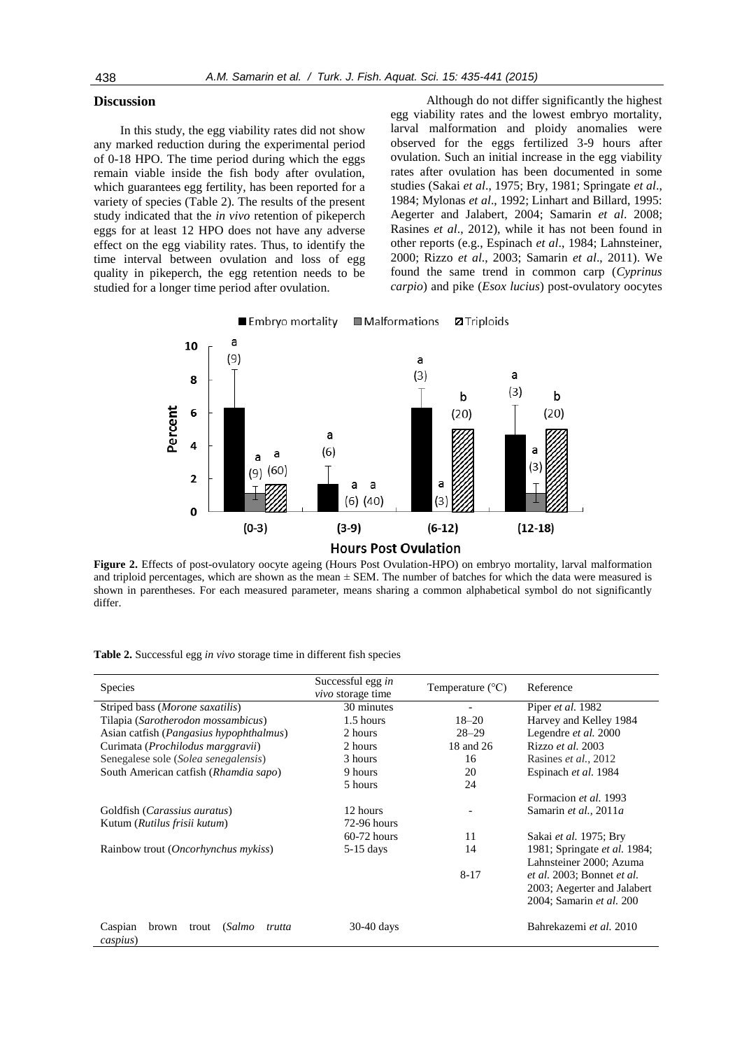## Discussion

In this study, the egg viability rates did not show any marked reduction during the experimental period of 0-18 HPO. The time period during which the eggs remain viable inside the fish body after ovulation, which guarantees egg fertility, has been reported for a variety of species (Table 2). The results of the present study indicated that the *in vivo* retention of pikeperch eggs for at least 12 HPO does not have any adverse effect on the egg viability rates. Thus, to identify the time interval between ovulation and loss of egg quality in pikeperch, the egg retention needs to be studied for a longer time period after ovulation.

Although do not differ significantly the highest egg viability rates and the lowest embryo mortality, larval malformation and ploidy anomalies were observed for the eggs fertilized 3-9 hours after ovulation. Such an initial increase in the egg viability rates after ovulation has been documented in some studies (Sakai *et al*., 1975; Bry, 1981; Springate *et al*., 1984; Mylonas *et al*., 1992; Linhart and Billard, 1995: Aegerter and Jalabert, 2004; Samarin *et al*. 2008; Rasines *et al*., 2012), while it has not been found in other reports (e.g., Espinach *et al*., 1984; Lahnsteiner, 2000; Rizzo *et al*., 2003; Samarin *et al*., 2011). We found the same trend in common carp (*Cyprinus carpio*) and pike (*Esox lucius*) post-ovulatory oocytes

**Figure 2.** Effects of post-ovulatory oocyte ageing (Hours Post Ovulation-HPO) on embryo mortality, larval malformation and triploid percentages, which are shown as the mean ± SEM. The number of batches for which the data were measured is shown in parentheses. For each measured parameter, means sharing a common alphabetical symbol do not significantly differ.

**Table 2.** Successful egg *in vivo* storage time in different fish species

| Species | Successful egg *in vivo* storage time | Temperature (°C) | Reference |
|---|---|---|---|
| Striped bass (*Morone saxatilis*) | 30 minutes | - | Piper *et al.* 1982 |
| Tilapia (*Sarotherodon mossambicus*) | 1.5 hours | 18–20 | Harvey and Kelley 1984 |
| Asian catfish (*Pangasius hypophthalmus*) | 2 hours | 28–29 | Legendre *et al.* 2000 |
| Curimata (*Prochilodus marggravii*) | 2 hours | 18 and 26 | Rizzo *et al.* 2003 |
| Senegalese sole (*Solea senegalensis*) | 3 hours | 16 | Rasines *et al.*, 2012 |
| South American catfish (*Rhamdia sapo*) | 9 hours | 20 | Espinach *et al.* 1984 |
| | 5 hours | 24 | |
| | | | Formacion *et al.* 1993 |
| Goldfish (*Carassius auratus*) | 12 hours | - | Samarin *et al.*, 2011*a* |
| Kutum (*Rutilus frisii kutum*) | 72-96 hours | | |
| | 60-72 hours | 11 | Sakai *et al.* 1975; Bry |
| Rainbow trout (*Oncorhynchus mykiss*) | 5-15 days | 14 | 1981; Springate *et al.* 1984; Lahnsteiner 2000; Azuma |
| | | 8-17 | *et al.* 2003; Bonnet *et al.* 2003; Aegerter and Jalabert 2004; Samarin *et al.* 200 |
| Caspian brown trout (*Salmo trutta caspius*) | 30-40 days | | Bahrekazemi *et al.* 2010 |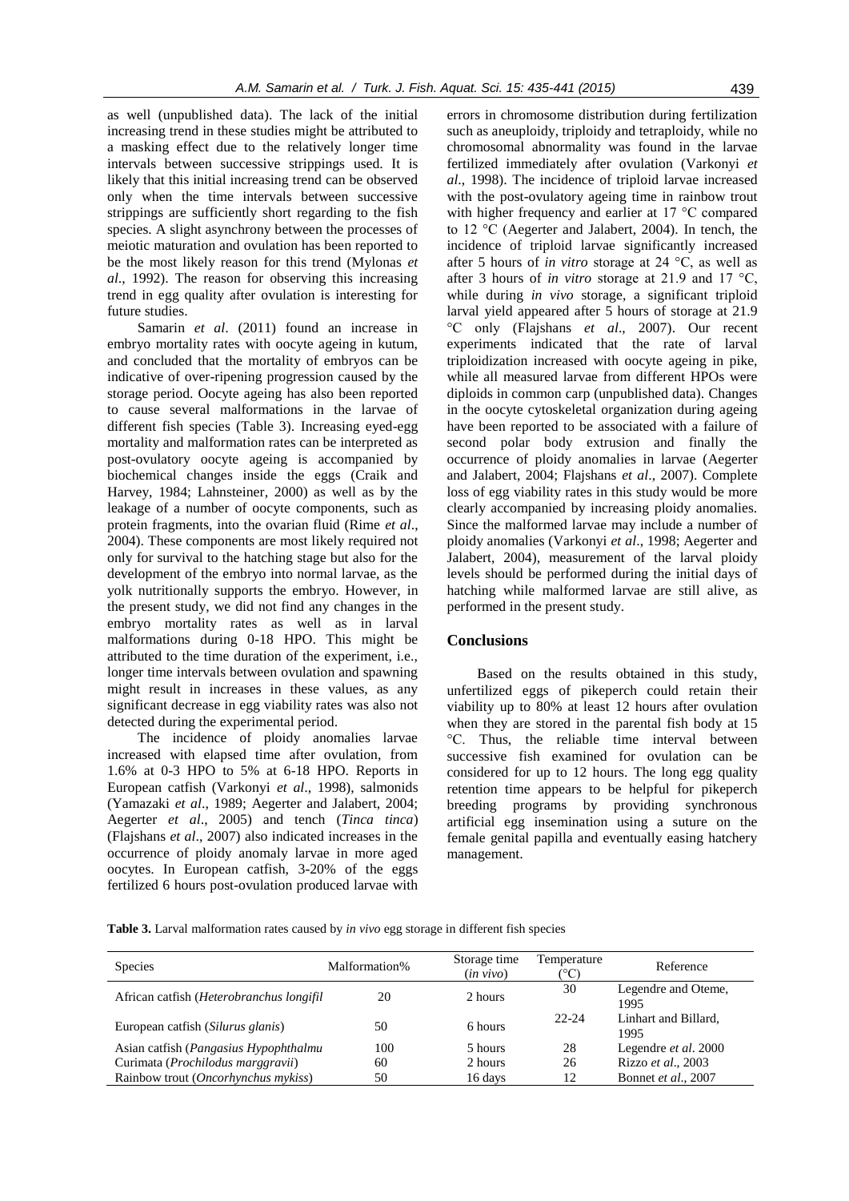as well (unpublished data). The lack of the initial increasing trend in these studies might be attributed to a masking effect due to the relatively longer time intervals between successive strippings used. It is likely that this initial increasing trend can be observed only when the time intervals between successive strippings are sufficiently short regarding to the fish species. A slight asynchrony between the processes of meiotic maturation and ovulation has been reported to be the most likely reason for this trend (Mylonas *et al*., 1992). The reason for observing this increasing trend in egg quality after ovulation is interesting for future studies.

Samarin *et al*. (2011) found an increase in embryo mortality rates with oocyte ageing in kutum, and concluded that the mortality of embryos can be indicative of over-ripening progression caused by the storage period. Oocyte ageing has also been reported to cause several malformations in the larvae of different fish species (Table 3). Increasing eyed-egg mortality and malformation rates can be interpreted as post-ovulatory oocyte ageing is accompanied by biochemical changes inside the eggs (Craik and Harvey, 1984; Lahnsteiner, 2000) as well as by the leakage of a number of oocyte components, such as protein fragments, into the ovarian fluid (Rime *et al*., 2004). These components are most likely required not only for survival to the hatching stage but also for the development of the embryo into normal larvae, as the yolk nutritionally supports the embryo. However, in the present study, we did not find any changes in the embryo mortality rates as well as in larval malformations during 0-18 HPO. This might be attributed to the time duration of the experiment, i.e., longer time intervals between ovulation and spawning might result in increases in these values, as any significant decrease in egg viability rates was also not detected during the experimental period.

The incidence of ploidy anomalies larvae increased with elapsed time after ovulation, from 1.6% at 0-3 HPO to 5% at 6-18 HPO. Reports in European catfish (Varkonyi *et al*., 1998), salmonids (Yamazaki *et al*., 1989; Aegerter and Jalabert, 2004; Aegerter *et al*., 2005) and tench (*Tinca tinca*) (Flajshans *et al*., 2007) also indicated increases in the occurrence of ploidy anomaly larvae in more aged oocytes. In European catfish, 3-20% of the eggs fertilized 6 hours post-ovulation produced larvae with errors in chromosome distribution during fertilization such as aneuploidy, triploidy and tetraploidy, while no chromosomal abnormality was found in the larvae fertilized immediately after ovulation (Varkonyi *et al*., 1998). The incidence of triploid larvae increased with the post-ovulatory ageing time in rainbow trout with higher frequency and earlier at 17 °C compared to 12 °C (Aegerter and Jalabert, 2004). In tench, the incidence of triploid larvae significantly increased after 5 hours of *in vitro* storage at 24 °C, as well as after 3 hours of *in vitro* storage at 21.9 and 17 °C, while during *in vivo* storage, a significant triploid larval yield appeared after 5 hours of storage at 21.9 °C only (Flajshans *et al*., 2007). Our recent experiments indicated that the rate of larval triploidization increased with oocyte ageing in pike, while all measured larvae from different HPOs were diploids in common carp (unpublished data). Changes in the oocyte cytoskeletal organization during ageing have been reported to be associated with a failure of second polar body extrusion and finally the occurrence of ploidy anomalies in larvae (Aegerter and Jalabert, 2004; Flajshans *et al*., 2007). Complete loss of egg viability rates in this study would be more clearly accompanied by increasing ploidy anomalies. Since the malformed larvae may include a number of ploidy anomalies (Varkonyi *et al*., 1998; Aegerter and Jalabert, 2004), measurement of the larval ploidy levels should be performed during the initial days of hatching while malformed larvae are still alive, as performed in the present study.

## Conclusions

Based on the results obtained in this study, unfertilized eggs of pikeperch could retain their viability up to 80% at least 12 hours after ovulation when they are stored in the parental fish body at 15 °C. Thus, the reliable time interval between successive fish examined for ovulation can be considered for up to 12 hours. The long egg quality retention time appears to be helpful for pikeperch breeding programs by providing synchronous artificial egg insemination using a suture on the female genital papilla and eventually easing hatchery management.

**Table 3.** Larval malformation rates caused by *in vivo* egg storage in different fish species

| Species | Malformation% | Storage time (*in vivo*) | Temperature (°C) | Reference |
|---|---|---|---|---|
| African catfish (*Heterobranchus longifil* | 20 | 2 hours | 30 | Legendre and Oteme, 1995 |
| European catfish (*Silurus glanis*) | 50 | 6 hours | 22-24 | Linhart and Billard, 1995 |
| Asian catfish (*Pangasius Hypophthalmu* | 100 | 5 hours | 28 | Legendre *et al*. 2000 |
| Curimata (*Prochilodus marggravii*) | 60 | 2 hours | 26 | Rizzo *et al*., 2003 |
| Rainbow trout (*Oncorhynchus mykiss*) | 50 | 16 days | 12 | Bonnet *et al*., 2007 |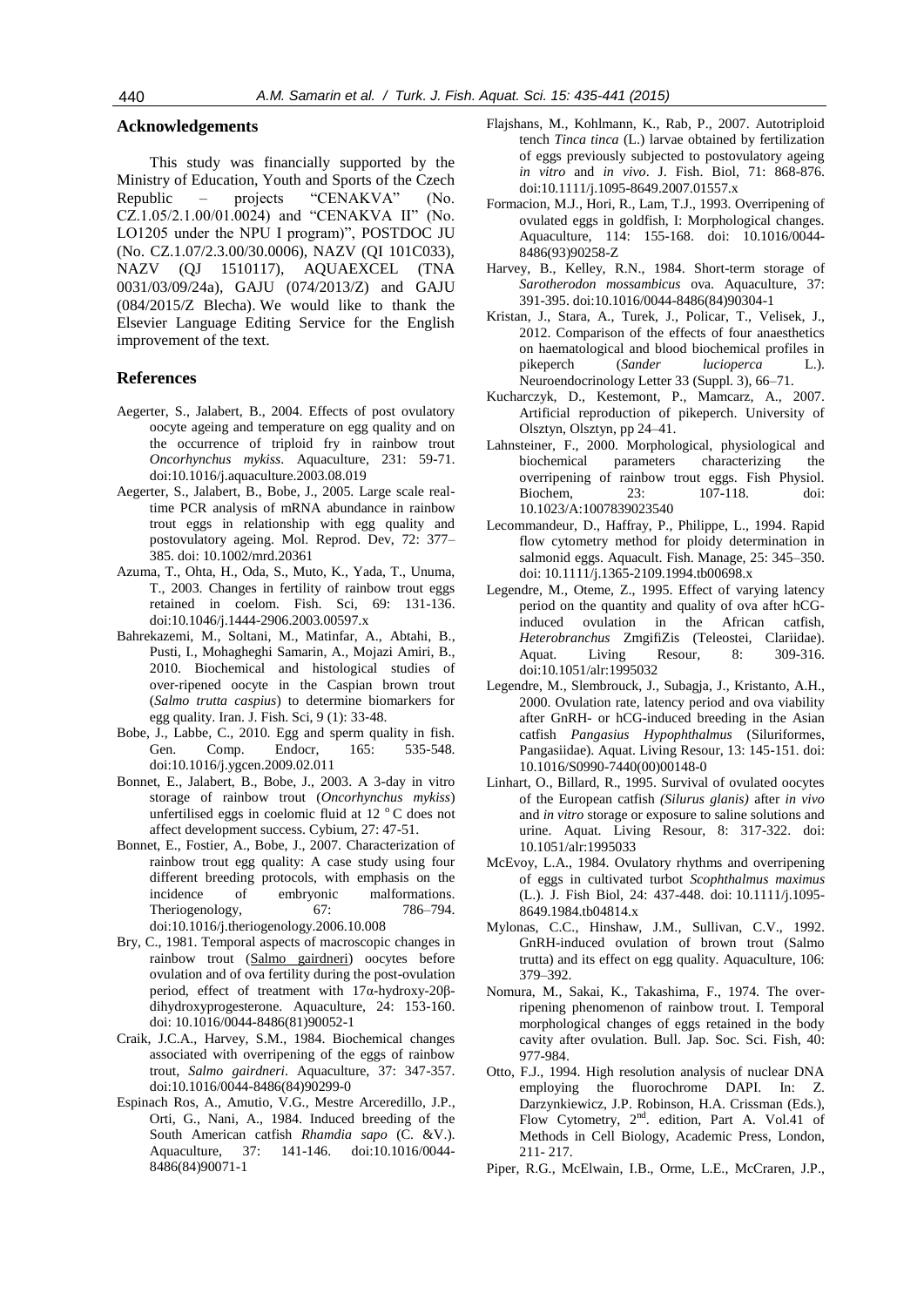## Acknowledgements

This study was financially supported by the Ministry of Education, Youth and Sports of the Czech Republic – projects "CENAKVA" (No. CZ.1.05/2.1.00/01.0024) and "CENAKVA II" (No. LO1205 under the NPU I program)", POSTDOC JU (No. CZ.1.07/2.3.00/30.0006), NAZV (QI 101C033), NAZV (QJ 1510117), AQUAEXCEL (TNA 0031/03/09/24a), GAJU (074/2013/Z) and GAJU (084/2015/Z Blecha). We would like to thank the Elsevier Language Editing Service for the English improvement of the text.

## References

- Aegerter, S., Jalabert, B., 2004. Effects of post ovulatory oocyte ageing and temperature on egg quality and on the occurrence of triploid fry in rainbow trout *Oncorhynchus mykiss*. Aquaculture, 231: 59-71. doi:10.1016/j.aquaculture.2003.08.019
- Aegerter, S., Jalabert, B., Bobe, J., 2005. Large scale real-time PCR analysis of mRNA abundance in rainbow trout eggs in relationship with egg quality and postovulatory ageing. Mol. Reprod. Dev, 72: 377–385. doi: 10.1002/mrd.20361
- Azuma, T., Ohta, H., Oda, S., Muto, K., Yada, T., Unuma, T., 2003. Changes in fertility of rainbow trout eggs retained in coelom. Fish. Sci, 69: 131-136. doi:10.1046/j.1444-2906.2003.00597.x
- Bahrekazemi, M., Soltani, M., Matinfar, A., Abtahi, B., Pusti, I., Mohagheghi Samarin, A., Mojazi Amiri, B., 2010. Biochemical and histological studies of over-ripened oocyte in the Caspian brown trout (*Salmo trutta caspius*) to determine biomarkers for egg quality. Iran. J. Fish. Sci, 9 (1): 33-48.
- Bobe, J., Labbe, C., 2010. Egg and sperm quality in fish. Gen. Comp. Endocr, 165: 535-548. doi:10.1016/j.ygcen.2009.02.011
- Bonnet, E., Jalabert, B., Bobe, J., 2003. A 3-day in vitro storage of rainbow trout (*Oncorhynchus mykiss*) unfertilised eggs in coelomic fluid at 12 °C does not affect development success. Cybium, 27: 47-51.
- Bonnet, E., Fostier, A., Bobe, J., 2007. Characterization of rainbow trout egg quality: A case study using four different breeding protocols, with emphasis on the incidence of embryonic malformations. Theriogenology, 67: 786–794. doi:10.1016/j.theriogenology.2006.10.008
- Bry, C., 1981. Temporal aspects of macroscopic changes in rainbow trout (Salmo gairdneri) oocytes before ovulation and of ova fertility during the post-ovulation period, effect of treatment with 17α-hydroxy-20β-dihydroxyprogesterone. Aquaculture, 24: 153-160. doi: 10.1016/0044-8486(81)90052-1
- Craik, J.C.A., Harvey, S.M., 1984. Biochemical changes associated with overripening of the eggs of rainbow trout, *Salmo gairdneri*. Aquaculture, 37: 347-357. doi:10.1016/0044-8486(84)90299-0
- Espinach Ros, A., Amutio, V.G., Mestre Arceredillo, J.P., Orti, G., Nani, A., 1984. Induced breeding of the South American catfish *Rhamdia sapo* (C. &V.). Aquaculture, 37: 141-146. doi:10.1016/0044-8486(84)90071-1
- Flajshans, M., Kohlmann, K., Rab, P., 2007. Autotriploid tench *Tinca tinca* (L.) larvae obtained by fertilization of eggs previously subjected to postovulatory ageing *in vitro* and *in vivo*. J. Fish. Biol, 71: 868-876. doi:10.1111/j.1095-8649.2007.01557.x
- Formacion, M.J., Hori, R., Lam, T.J., 1993. Overripening of ovulated eggs in goldfish, I: Morphological changes. Aquaculture, 114: 155-168. doi: 10.1016/0044-8486(93)90258-Z
- Harvey, B., Kelley, R.N., 1984. Short-term storage of *Sarotherodon mossambicus* ova. Aquaculture, 37: 391-395. doi:10.1016/0044-8486(84)90304-1
- Kristan, J., Stara, A., Turek, J., Policar, T., Velisek, J., 2012. Comparison of the effects of four anaesthetics on haematological and blood biochemical profiles in pikeperch (*Sander lucioperca* L.). Neuroendocrinology Letter 33 (Suppl. 3), 66–71.
- Kucharczyk, D., Kestemont, P., Mamcarz, A., 2007. Artificial reproduction of pikeperch. University of Olsztyn, Olsztyn, pp 24–41.
- Lahnsteiner, F., 2000. Morphological, physiological and biochemical parameters characterizing the overripening of rainbow trout eggs. Fish Physiol. Biochem, 23: 107-118. doi: 10.1023/A:1007839023540
- Lecommandeur, D., Haffray, P., Philippe, L., 1994. Rapid flow cytometry method for ploidy determination in salmonid eggs. Aquacult. Fish. Manage, 25: 345–350. doi: 10.1111/j.1365-2109.1994.tb00698.x
- Legendre, M., Oteme, Z., 1995. Effect of varying latency period on the quantity and quality of ova after hCG-induced ovulation in the African catfish, *Heterobranchus* ZmgifiZis (Teleostei, Clariidae). Aquat. Living Resour, 8: 309-316. doi:10.1051/alr:1995032
- Legendre, M., Slembrouck, J., Subagja, J., Kristanto, A.H., 2000. Ovulation rate, latency period and ova viability after GnRH- or hCG-induced breeding in the Asian catfish *Pangasius Hypophthalmus* (Siluriformes, Pangasiidae). Aquat. Living Resour, 13: 145-151. doi: 10.1016/S0990-7440(00)00148-0
- Linhart, O., Billard, R., 1995. Survival of ovulated oocytes of the European catfish *(Silurus glanis)* after *in vivo* and *in vitro* storage or exposure to saline solutions and urine. Aquat. Living Resour, 8: 317-322. doi: 10.1051/alr:1995033
- McEvoy, L.A., 1984. Ovulatory rhythms and overripening of eggs in cultivated turbot *Scophthalmus maximus* (L.). J. Fish Biol, 24: 437-448. doi: 10.1111/j.1095-8649.1984.tb04814.x
- Mylonas, C.C., Hinshaw, J.M., Sullivan, C.V., 1992. GnRH-induced ovulation of brown trout (Salmo trutta) and its effect on egg quality. Aquaculture, 106: 379–392.
- Nomura, M., Sakai, K., Takashima, F., 1974. The over-ripening phenomenon of rainbow trout. I. Temporal morphological changes of eggs retained in the body cavity after ovulation. Bull. Jap. Soc. Sci. Fish, 40: 977-984.
- Otto, F.J., 1994. High resolution analysis of nuclear DNA employing the fluorochrome DAPI. In: Z. Darzynkiewicz, J.P. Robinson, H.A. Crissman (Eds.), Flow Cytometry, 2nd. edition, Part A. Vol.41 of Methods in Cell Biology, Academic Press, London, 211- 217.
- Piper, R.G., McElwain, I.B., Orme, L.E., McCraren, J.P.,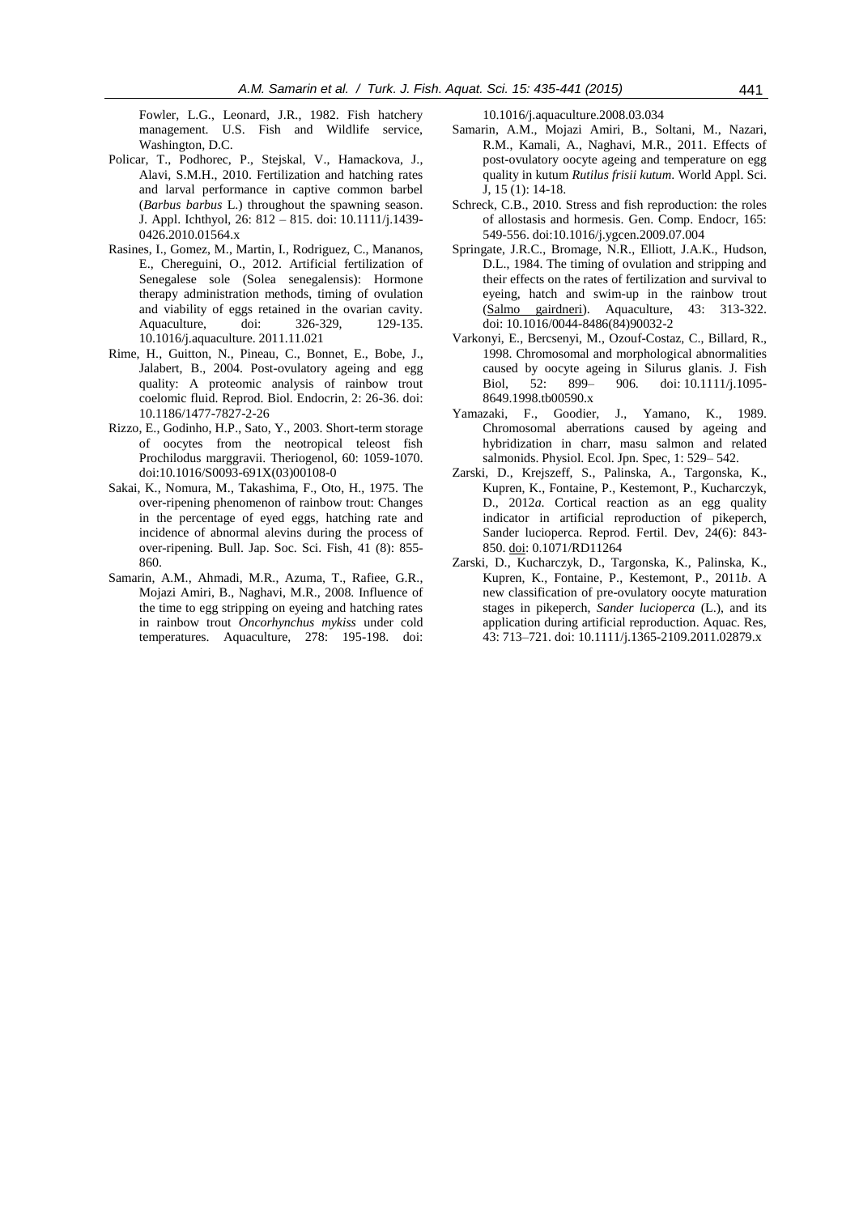Fowler, L.G., Leonard, J.R., 1982. Fish hatchery management. U.S. Fish and Wildlife service, Washington, D.C.

Policar, T., Podhorec, P., Stejskal, V., Hamackova, J., Alavi, S.M.H., 2010. Fertilization and hatching rates and larval performance in captive common barbel (*Barbus barbus* L.) throughout the spawning season. J. Appl. Ichthyol, 26: 812 – 815. doi: 10.1111/j.1439-0426.2010.01564.x

Rasines, I., Gomez, M., Martin, I., Rodriguez, C., Mananos, E., Chereguini, O., 2012. Artificial fertilization of Senegalese sole (Solea senegalensis): Hormone therapy administration methods, timing of ovulation and viability of eggs retained in the ovarian cavity. Aquaculture, doi: 326-329, 129-135. 10.1016/j.aquaculture. 2011.11.021

Rime, H., Guitton, N., Pineau, C., Bonnet, E., Bobe, J., Jalabert, B., 2004. Post-ovulatory ageing and egg quality: A proteomic analysis of rainbow trout coelomic fluid. Reprod. Biol. Endocrin, 2: 26-36. doi: 10.1186/1477-7827-2-26

Rizzo, E., Godinho, H.P., Sato, Y., 2003. Short-term storage of oocytes from the neotropical teleost fish Prochilodus marggravii. Theriogenol, 60: 1059-1070. doi:10.1016/S0093-691X(03)00108-0

Sakai, K., Nomura, M., Takashima, F., Oto, H., 1975. The over-ripening phenomenon of rainbow trout: Changes in the percentage of eyed eggs, hatching rate and incidence of abnormal alevins during the process of over-ripening. Bull. Jap. Soc. Sci. Fish, 41 (8): 855-860.

Samarin, A.M., Ahmadi, M.R., Azuma, T., Rafiee, G.R., Mojazi Amiri, B., Naghavi, M.R., 2008. Influence of the time to egg stripping on eyeing and hatching rates in rainbow trout *Oncorhynchus mykiss* under cold temperatures. Aquaculture, 278: 195-198. doi: 10.1016/j.aquaculture.2008.03.034

Samarin, A.M., Mojazi Amiri, B., Soltani, M., Nazari, R.M., Kamali, A., Naghavi, M.R., 2011. Effects of post-ovulatory oocyte ageing and temperature on egg quality in kutum *Rutilus frisii kutum*. World Appl. Sci. J, 15 (1): 14-18.

Schreck, C.B., 2010. Stress and fish reproduction: the roles of allostasis and hormesis. Gen. Comp. Endocr, 165: 549-556. doi:10.1016/j.ygcen.2009.07.004

Springate, J.R.C., Bromage, N.R., Elliott, J.A.K., Hudson, D.L., 1984. The timing of ovulation and stripping and their effects on the rates of fertilization and survival to eyeing, hatch and swim-up in the rainbow trout (Salmo gairdneri). Aquaculture, 43: 313-322. doi: 10.1016/0044-8486(84)90032-2

Varkonyi, E., Bercsenyi, M., Ozouf-Costaz, C., Billard, R., 1998. Chromosomal and morphological abnormalities caused by oocyte ageing in Silurus glanis. J. Fish Biol, 52: 899– 906. doi: 10.1111/j.1095-8649.1998.tb00590.x

Yamazaki, F., Goodier, J., Yamano, K., 1989. Chromosomal aberrations caused by ageing and hybridization in charr, masu salmon and related salmonids. Physiol. Ecol. Jpn. Spec, 1: 529– 542.

Zarski, D., Krejszeff, S., Palinska, A., Targonska, K., Kupren, K., Fontaine, P., Kestemont, P., Kucharczyk, D., 2012*a*. Cortical reaction as an egg quality indicator in artificial reproduction of pikeperch, Sander lucioperca. Reprod. Fertil. Dev, 24(6): 843-850. doi: 0.1071/RD11264

Zarski, D., Kucharczyk, D., Targonska, K., Palinska, K., Kupren, K., Fontaine, P., Kestemont, P., 2011*b*. A new classification of pre-ovulatory oocyte maturation stages in pikeperch, *Sander lucioperca* (L.), and its application during artificial reproduction. Aquac. Res, 43: 713–721. doi: 10.1111/j.1365-2109.2011.02879.x